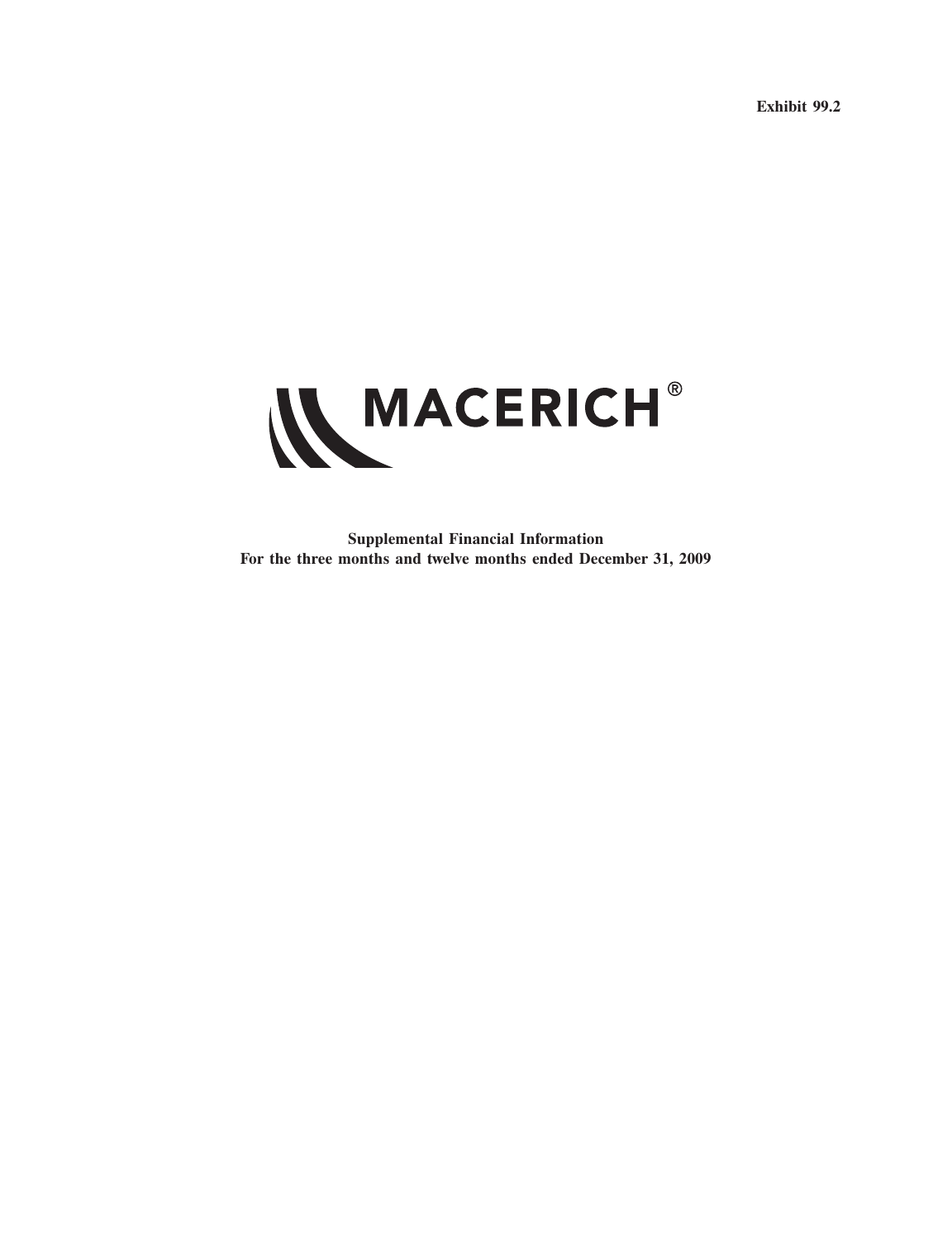Exhibit 99.2

MACERICH®

**Supplemental Financial Information**
**For the three months and twelve months ended December 31, 2009**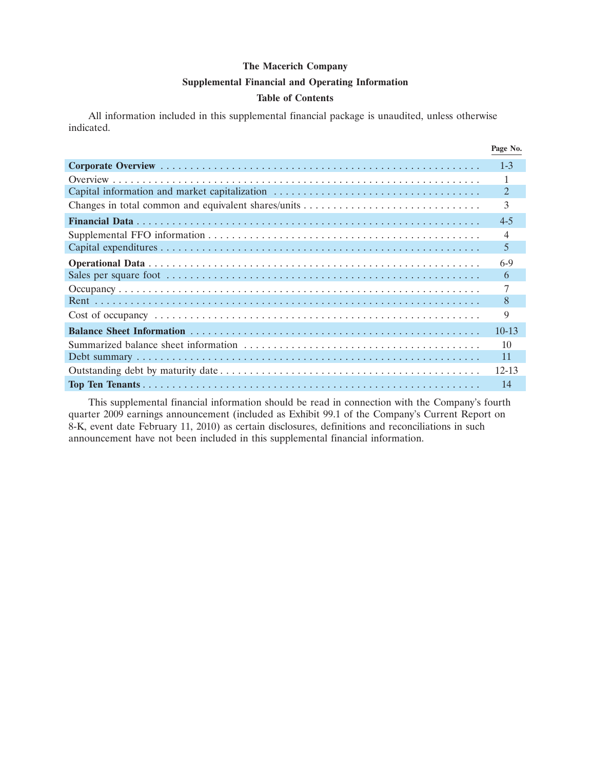# The Macerich Company

## Supplemental Financial and Operating Information

### Table of Contents

All information included in this supplemental financial package is unaudited, unless otherwise indicated.

| | Page No. |
|---|---|
| **Corporate Overview** | 1-3 |
| Overview | 1 |
| Capital information and market capitalization | 2 |
| Changes in total common and equivalent shares/units | 3 |
| **Financial Data** | 4-5 |
| Supplemental FFO information | 4 |
| Capital expenditures | 5 |
| **Operational Data** | 6-9 |
| Sales per square foot | 6 |
| Occupancy | 7 |
| Rent | 8 |
| Cost of occupancy | 9 |
| **Balance Sheet Information** | 10-13 |
| Summarized balance sheet information | 10 |
| Debt summary | 11 |
| Outstanding debt by maturity date | 12-13 |
| **Top Ten Tenants** | 14 |

This supplemental financial information should be read in connection with the Company's fourth quarter 2009 earnings announcement (included as Exhibit 99.1 of the Company's Current Report on 8-K, event date February 11, 2010) as certain disclosures, definitions and reconciliations in such announcement have not been included in this supplemental financial information.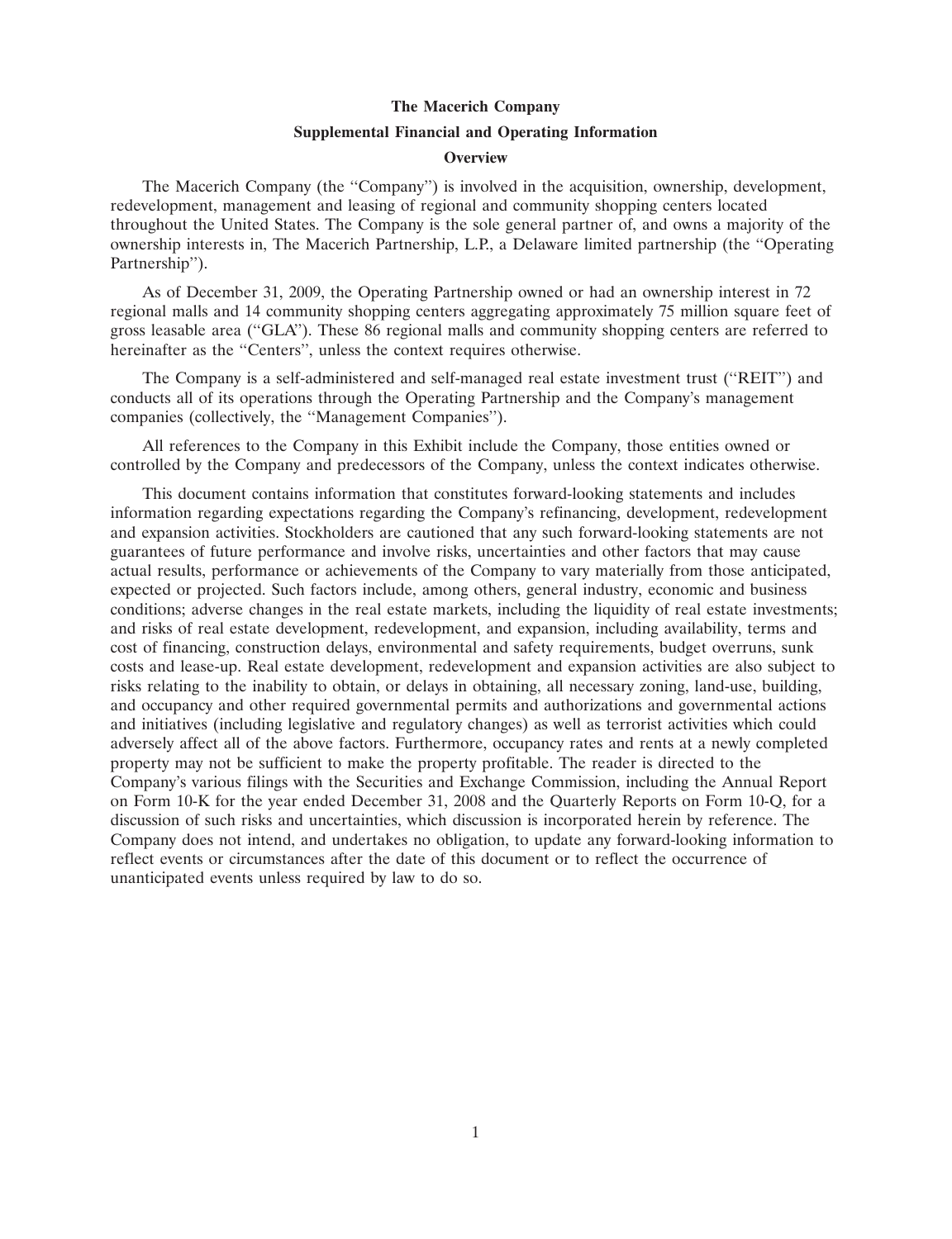# The Macerich Company

## Supplemental Financial and Operating Information

### Overview

The Macerich Company (the ''Company'') is involved in the acquisition, ownership, development, redevelopment, management and leasing of regional and community shopping centers located throughout the United States. The Company is the sole general partner of, and owns a majority of the ownership interests in, The Macerich Partnership, L.P., a Delaware limited partnership (the ''Operating Partnership'').

As of December 31, 2009, the Operating Partnership owned or had an ownership interest in 72 regional malls and 14 community shopping centers aggregating approximately 75 million square feet of gross leasable area (''GLA''). These 86 regional malls and community shopping centers are referred to hereinafter as the ''Centers'', unless the context requires otherwise.

The Company is a self-administered and self-managed real estate investment trust (''REIT'') and conducts all of its operations through the Operating Partnership and the Company's management companies (collectively, the ''Management Companies'').

All references to the Company in this Exhibit include the Company, those entities owned or controlled by the Company and predecessors of the Company, unless the context indicates otherwise.

This document contains information that constitutes forward-looking statements and includes information regarding expectations regarding the Company's refinancing, development, redevelopment and expansion activities. Stockholders are cautioned that any such forward-looking statements are not guarantees of future performance and involve risks, uncertainties and other factors that may cause actual results, performance or achievements of the Company to vary materially from those anticipated, expected or projected. Such factors include, among others, general industry, economic and business conditions; adverse changes in the real estate markets, including the liquidity of real estate investments; and risks of real estate development, redevelopment, and expansion, including availability, terms and cost of financing, construction delays, environmental and safety requirements, budget overruns, sunk costs and lease-up. Real estate development, redevelopment and expansion activities are also subject to risks relating to the inability to obtain, or delays in obtaining, all necessary zoning, land-use, building, and occupancy and other required governmental permits and authorizations and governmental actions and initiatives (including legislative and regulatory changes) as well as terrorist activities which could adversely affect all of the above factors. Furthermore, occupancy rates and rents at a newly completed property may not be sufficient to make the property profitable. The reader is directed to the Company's various filings with the Securities and Exchange Commission, including the Annual Report on Form 10-K for the year ended December 31, 2008 and the Quarterly Reports on Form 10-Q, for a discussion of such risks and uncertainties, which discussion is incorporated herein by reference. The Company does not intend, and undertakes no obligation, to update any forward-looking information to reflect events or circumstances after the date of this document or to reflect the occurrence of unanticipated events unless required by law to do so.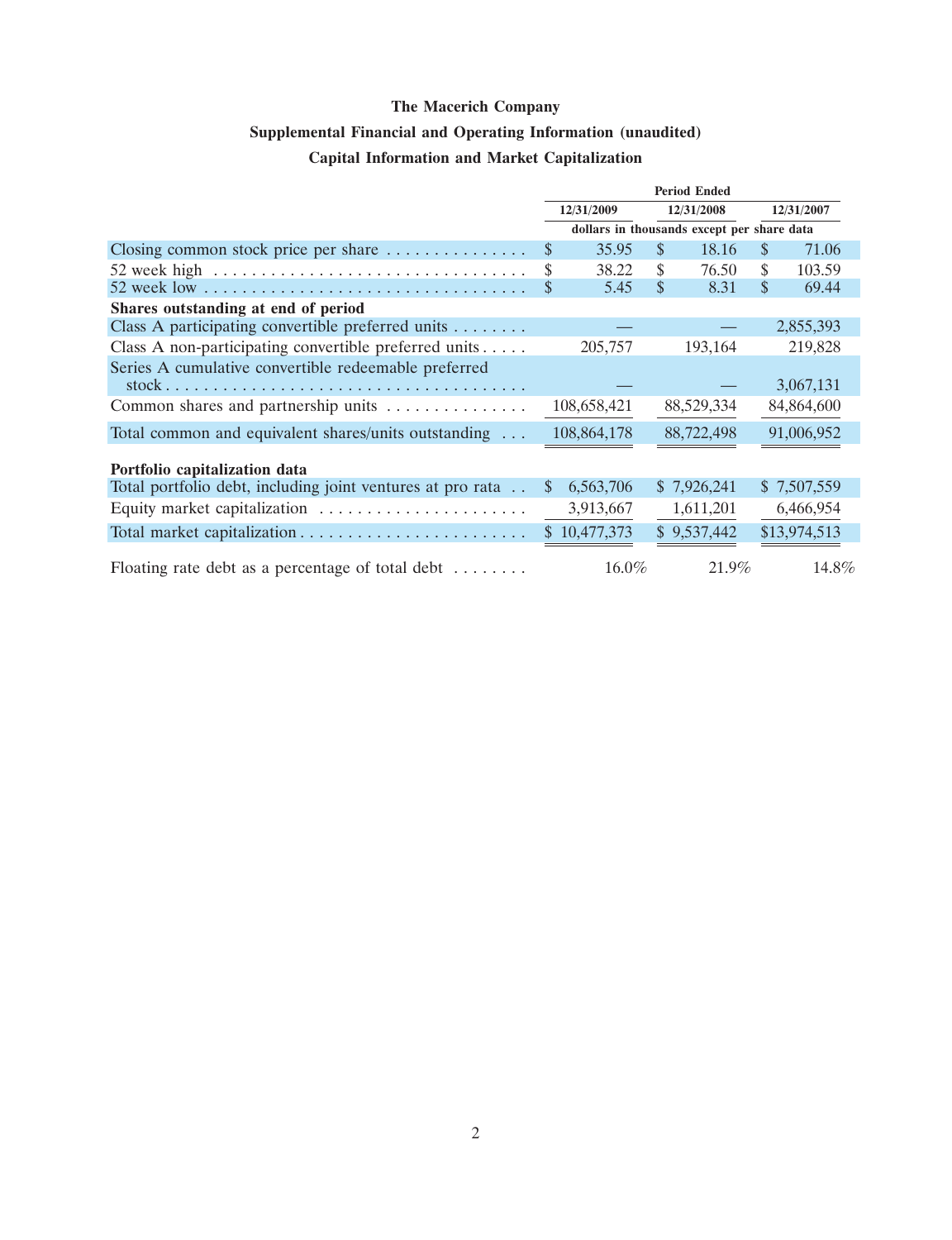**The Macerich Company**

**Supplemental Financial and Operating Information (unaudited)**

**Capital Information and Market Capitalization**

| | Period Ended | | |
|---|---|---|---|
| | 12/31/2009 | 12/31/2008 | 12/31/2007 |
| | dollars in thousands except per share data | | |
| Closing common stock price per share | $ 35.95 | $ 18.16 | $ 71.06 |
| 52 week high | $ 38.22 | $ 76.50 | $ 103.59 |
| 52 week low | $ 5.45 | $ 8.31 | $ 69.44 |
| **Shares outstanding at end of period** | | | |
| Class A participating convertible preferred units | — | — | 2,855,393 |
| Class A non-participating convertible preferred units | 205,757 | 193,164 | 219,828 |
| Series A cumulative convertible redeemable preferred stock | — | — | 3,067,131 |
| Common shares and partnership units | 108,658,421 | 88,529,334 | 84,864,600 |
| Total common and equivalent shares/units outstanding | 108,864,178 | 88,722,498 | 91,006,952 |
| **Portfolio capitalization data** | | | |
| Total portfolio debt, including joint ventures at pro rata | $ 6,563,706 | $ 7,926,241 | $ 7,507,559 |
| Equity market capitalization | 3,913,667 | 1,611,201 | 6,466,954 |
| Total market capitalization | $ 10,477,373 | $ 9,537,442 | $13,974,513 |
| Floating rate debt as a percentage of total debt | 16.0% | 21.9% | 14.8% |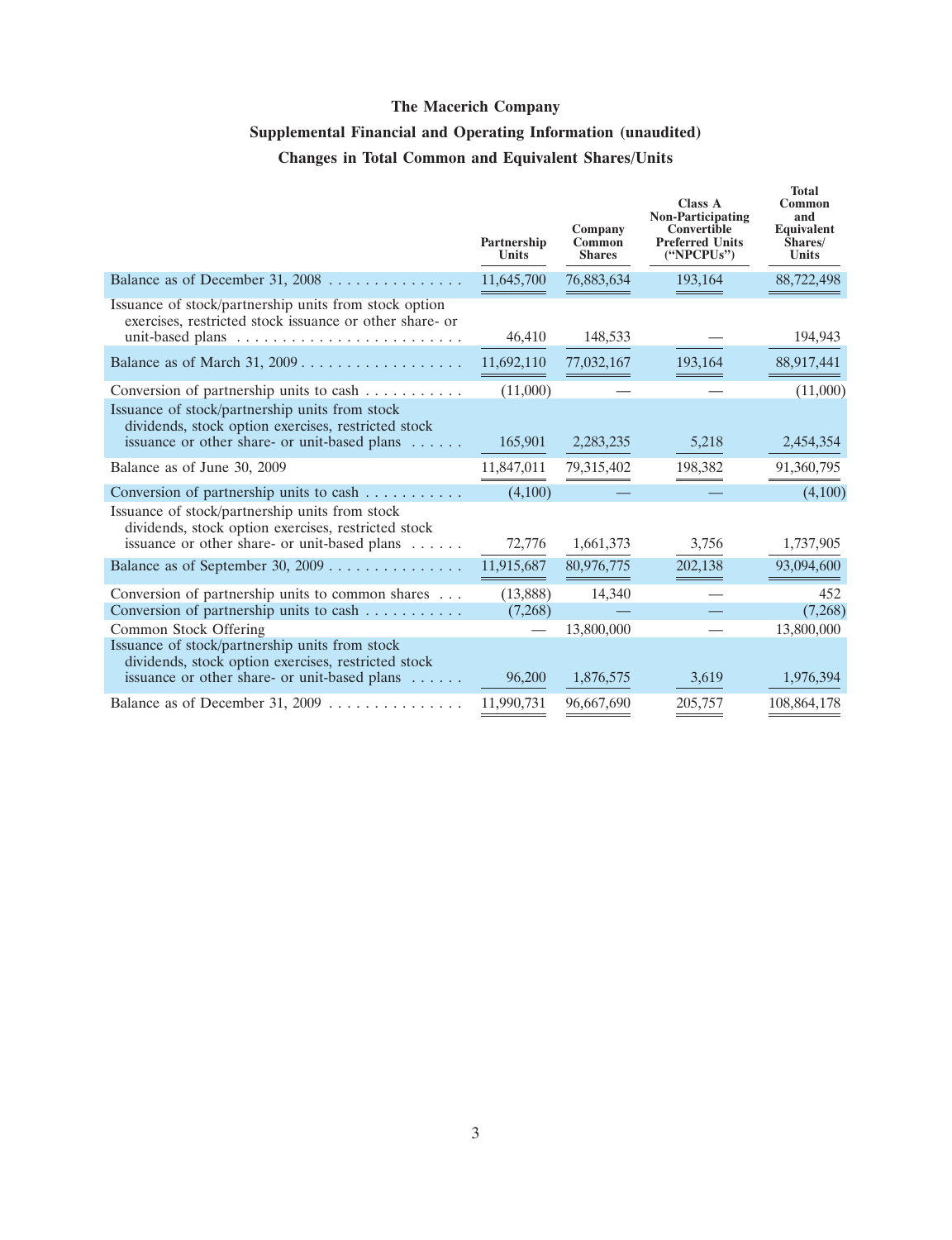# The Macerich Company

## Supplemental Financial and Operating Information (unaudited)

## Changes in Total Common and Equivalent Shares/Units

| | Partnership Units | Company Common Shares | Class A Non-Participating Convertible Preferred Units ("NPCPUs") | Total Common and Equivalent Shares/ Units |
|---|---|---|---|---|
| Balance as of December 31, 2008 | 11,645,700 | 76,883,634 | 193,164 | 88,722,498 |
| Issuance of stock/partnership units from stock option exercises, restricted stock issuance or other share- or unit-based plans | 46,410 | 148,533 | — | 194,943 |
| Balance as of March 31, 2009 | 11,692,110 | 77,032,167 | 193,164 | 88,917,441 |
| Conversion of partnership units to cash | (11,000) | — | — | (11,000) |
| Issuance of stock/partnership units from stock dividends, stock option exercises, restricted stock issuance or other share- or unit-based plans | 165,901 | 2,283,235 | 5,218 | 2,454,354 |
| Balance as of June 30, 2009 | 11,847,011 | 79,315,402 | 198,382 | 91,360,795 |
| Conversion of partnership units to cash | (4,100) | — | — | (4,100) |
| Issuance of stock/partnership units from stock dividends, stock option exercises, restricted stock issuance or other share- or unit-based plans | 72,776 | 1,661,373 | 3,756 | 1,737,905 |
| Balance as of September 30, 2009 | 11,915,687 | 80,976,775 | 202,138 | 93,094,600 |
| Conversion of partnership units to common shares | (13,888) | 14,340 | — | 452 |
| Conversion of partnership units to cash | (7,268) | — | — | (7,268) |
| Common Stock Offering | — | 13,800,000 | — | 13,800,000 |
| Issuance of stock/partnership units from stock dividends, stock option exercises, restricted stock issuance or other share- or unit-based plans | 96,200 | 1,876,575 | 3,619 | 1,976,394 |
| Balance as of December 31, 2009 | 11,990,731 | 96,667,690 | 205,757 | 108,864,178 |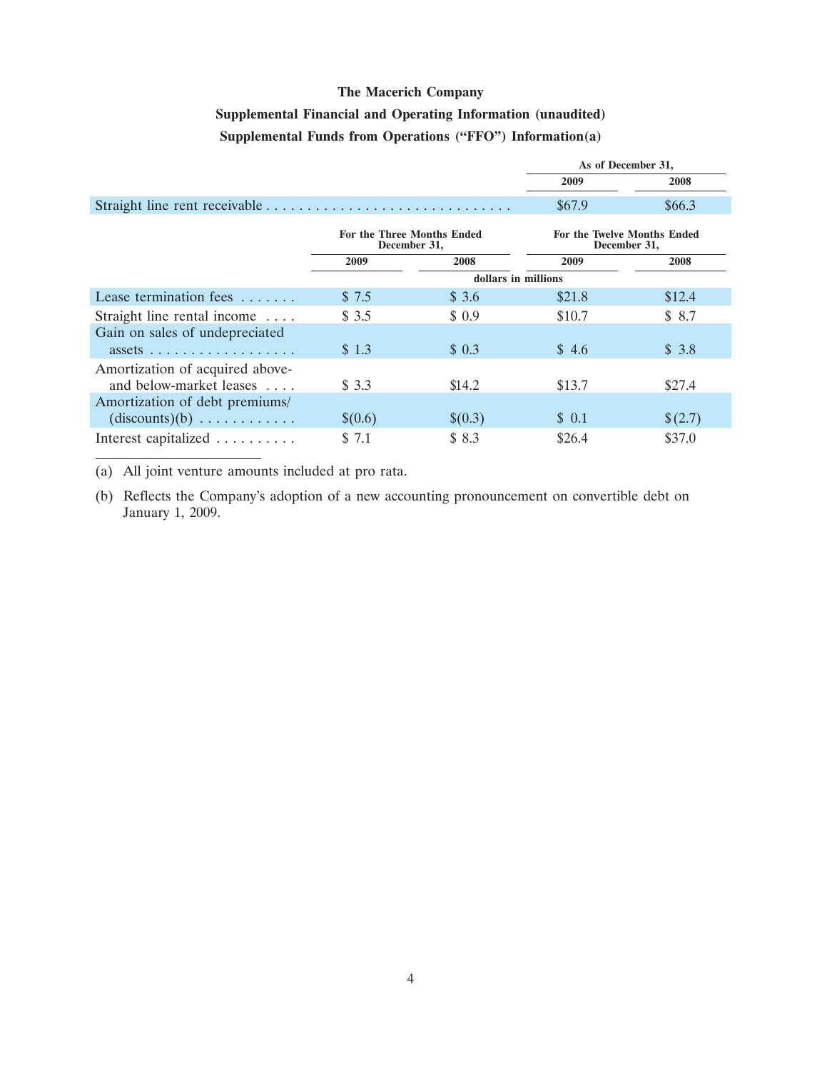# The Macerich Company

## Supplemental Financial and Operating Information (unaudited)

## Supplemental Funds from Operations ("FFO") Information(a)

| | As of December 31, | |
|---|---|---|
| | 2009 | 2008 |
| Straight line rent receivable | $67.9 | $66.3 |

| | For the Three Months Ended December 31, | | For the Twelve Months Ended December 31, | |
|---|---|---|---|---|
| | 2009 | 2008 | 2009 | 2008 |
| | dollars in millions | | | |
| Lease termination fees | $ 7.5 | $ 3.6 | $21.8 | $12.4 |
| Straight line rental income | $ 3.5 | $ 0.9 | $10.7 | $ 8.7 |
| Gain on sales of undepreciated assets | $ 1.3 | $ 0.3 | $ 4.6 | $ 3.8 |
| Amortization of acquired above- and below-market leases | $ 3.3 | $14.2 | $13.7 | $27.4 |
| Amortization of debt premiums/(discounts)(b) | $(0.6) | $(0.3) | $ 0.1 | $(2.7) |
| Interest capitalized | $ 7.1 | $ 8.3 | $26.4 | $37.0 |

(a) All joint venture amounts included at pro rata.

(b) Reflects the Company's adoption of a new accounting pronouncement on convertible debt on January 1, 2009.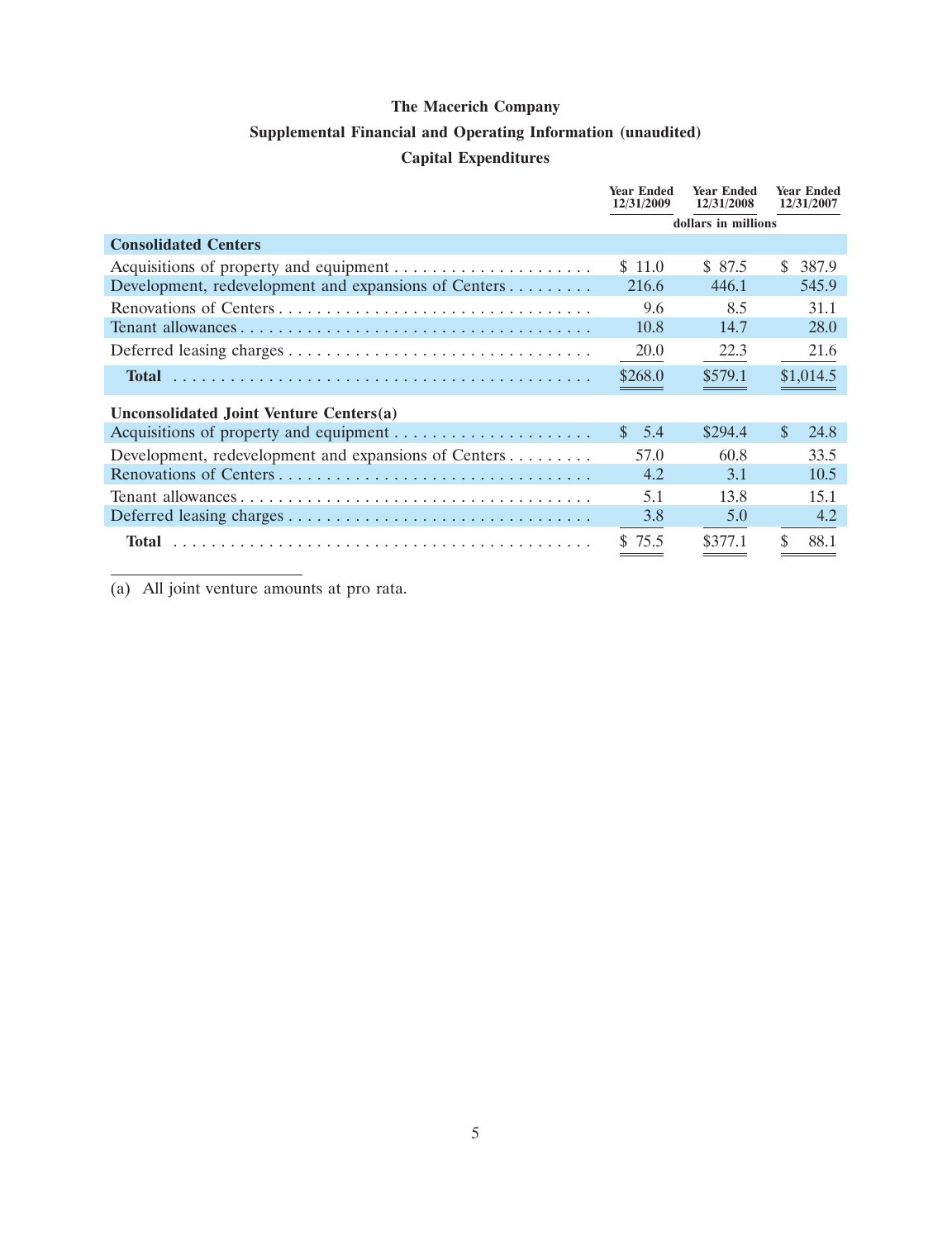# The Macerich Company

## Supplemental Financial and Operating Information (unaudited)

### Capital Expenditures

| | Year Ended 12/31/2009 | Year Ended 12/31/2008 | Year Ended 12/31/2007 |
|---|---|---|---|
| | dollars in millions | | |
| **Consolidated Centers** | | | |
| Acquisitions of property and equipment | $ 11.0 | $ 87.5 | $ 387.9 |
| Development, redevelopment and expansions of Centers | 216.6 | 446.1 | 545.9 |
| Renovations of Centers | 9.6 | 8.5 | 31.1 |
| Tenant allowances | 10.8 | 14.7 | 28.0 |
| Deferred leasing charges | 20.0 | 22.3 | 21.6 |
| **Total** | $268.0 | $579.1 | $1,014.5 |
| **Unconsolidated Joint Venture Centers(a)** | | | |
| Acquisitions of property and equipment | $ 5.4 | $294.4 | $ 24.8 |
| Development, redevelopment and expansions of Centers | 57.0 | 60.8 | 33.5 |
| Renovations of Centers | 4.2 | 3.1 | 10.5 |
| Tenant allowances | 5.1 | 13.8 | 15.1 |
| Deferred leasing charges | 3.8 | 5.0 | 4.2 |
| **Total** | $ 75.5 | $377.1 | $ 88.1 |

(a) All joint venture amounts at pro rata.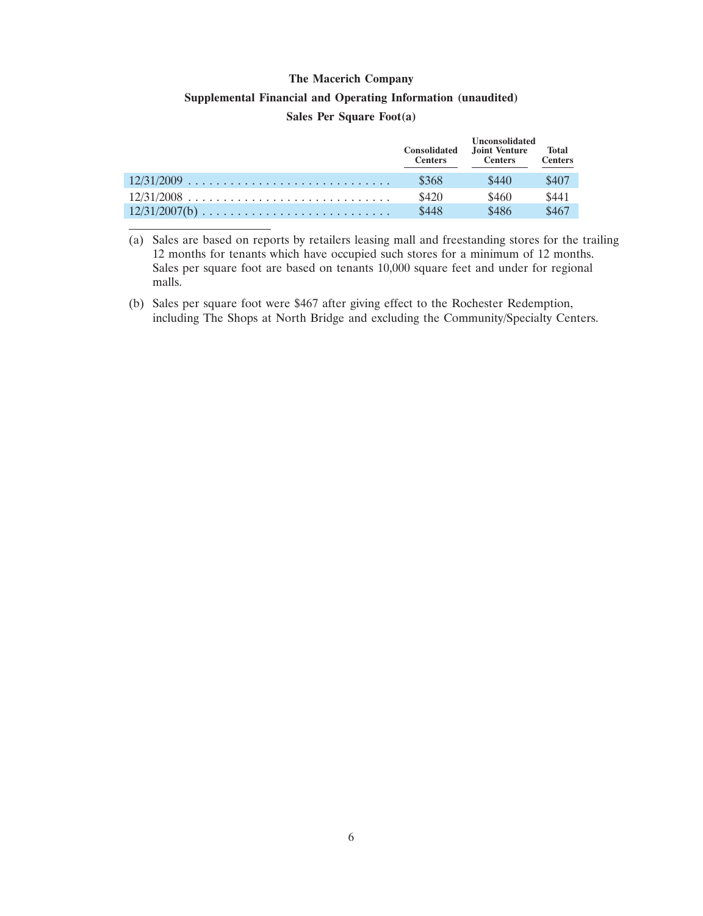# The Macerich Company

## Supplemental Financial and Operating Information (unaudited)

### Sales Per Square Foot(a)

| | Consolidated Centers | Unconsolidated Joint Venture Centers | Total Centers |
|---|---|---|---|
| 12/31/2009 | $368 | $440 | $407 |
| 12/31/2008 | $420 | $460 | $441 |
| 12/31/2007(b) | $448 | $486 | $467 |

(a) Sales are based on reports by retailers leasing mall and freestanding stores for the trailing 12 months for tenants which have occupied such stores for a minimum of 12 months. Sales per square foot are based on tenants 10,000 square feet and under for regional malls.

(b) Sales per square foot were $467 after giving effect to the Rochester Redemption, including The Shops at North Bridge and excluding the Community/Specialty Centers.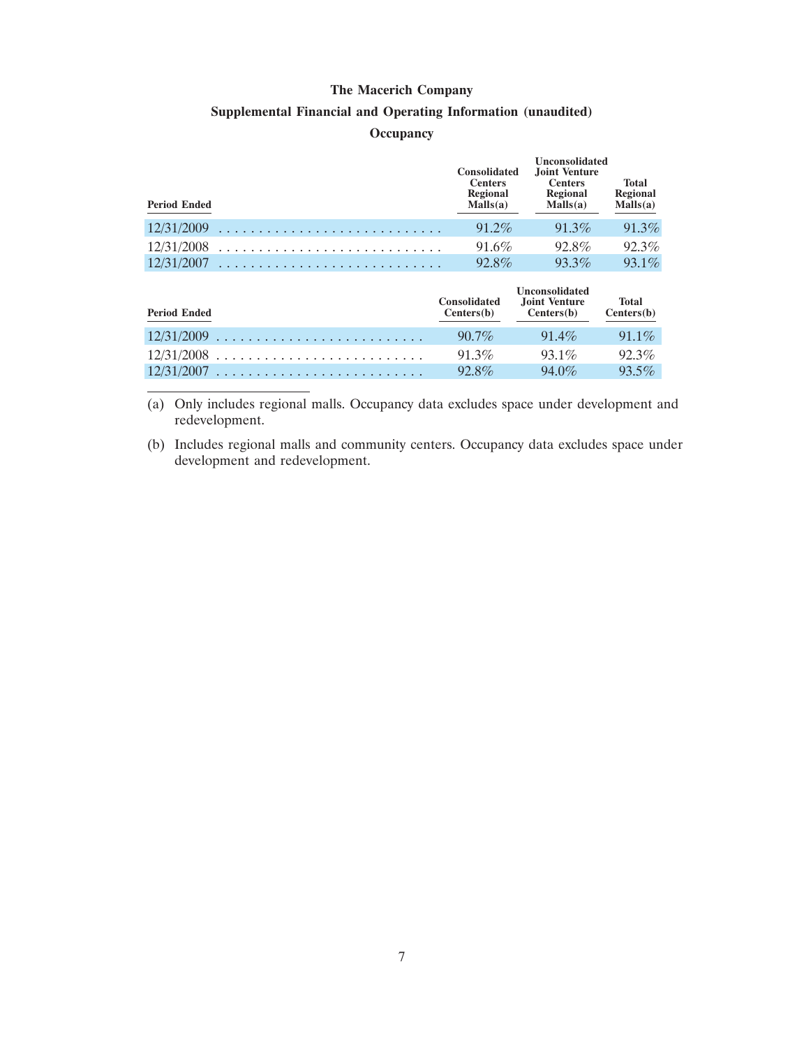# The Macerich Company

## Supplemental Financial and Operating Information (unaudited)

### Occupancy

| Period Ended | Consolidated Centers Regional Malls(a) | Unconsolidated Joint Venture Centers Regional Malls(a) | Total Regional Malls(a) |
|---|---|---|---|
| 12/31/2009 | 91.2% | 91.3% | 91.3% |
| 12/31/2008 | 91.6% | 92.8% | 92.3% |
| 12/31/2007 | 92.8% | 93.3% | 93.1% |

| Period Ended | Consolidated Centers(b) | Unconsolidated Joint Venture Centers(b) | Total Centers(b) |
|---|---|---|---|
| 12/31/2009 | 90.7% | 91.4% | 91.1% |
| 12/31/2008 | 91.3% | 93.1% | 92.3% |
| 12/31/2007 | 92.8% | 94.0% | 93.5% |

(a) Only includes regional malls. Occupancy data excludes space under development and redevelopment.

(b) Includes regional malls and community centers. Occupancy data excludes space under development and redevelopment.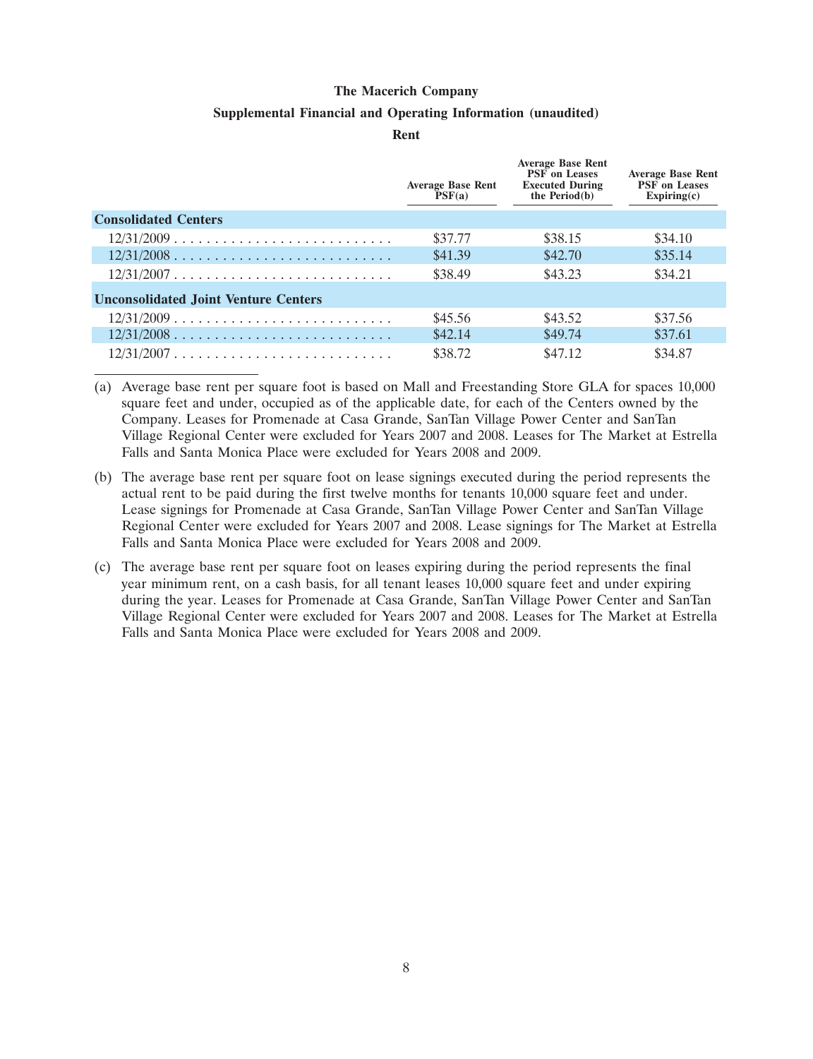**The Macerich Company**

**Supplemental Financial and Operating Information (unaudited)**

**Rent**

| | Average Base Rent PSF(a) | Average Base Rent PSF on Leases Executed During the Period(b) | Average Base Rent PSF on Leases Expiring(c) |
|---|---|---|---|
| **Consolidated Centers** | | | |
| 12/31/2009 | $37.77 | $38.15 | $34.10 |
| 12/31/2008 | $41.39 | $42.70 | $35.14 |
| 12/31/2007 | $38.49 | $43.23 | $34.21 |
| **Unconsolidated Joint Venture Centers** | | | |
| 12/31/2009 | $45.56 | $43.52 | $37.56 |
| 12/31/2008 | $42.14 | $49.74 | $37.61 |
| 12/31/2007 | $38.72 | $47.12 | $34.87 |

(a) Average base rent per square foot is based on Mall and Freestanding Store GLA for spaces 10,000 square feet and under, occupied as of the applicable date, for each of the Centers owned by the Company. Leases for Promenade at Casa Grande, SanTan Village Power Center and SanTan Village Regional Center were excluded for Years 2007 and 2008. Leases for The Market at Estrella Falls and Santa Monica Place were excluded for Years 2008 and 2009.

(b) The average base rent per square foot on lease signings executed during the period represents the actual rent to be paid during the first twelve months for tenants 10,000 square feet and under. Lease signings for Promenade at Casa Grande, SanTan Village Power Center and SanTan Village Regional Center were excluded for Years 2007 and 2008. Lease signings for The Market at Estrella Falls and Santa Monica Place were excluded for Years 2008 and 2009.

(c) The average base rent per square foot on leases expiring during the period represents the final year minimum rent, on a cash basis, for all tenant leases 10,000 square feet and under expiring during the year. Leases for Promenade at Casa Grande, SanTan Village Power Center and SanTan Village Regional Center were excluded for Years 2007 and 2008. Leases for The Market at Estrella Falls and Santa Monica Place were excluded for Years 2008 and 2009.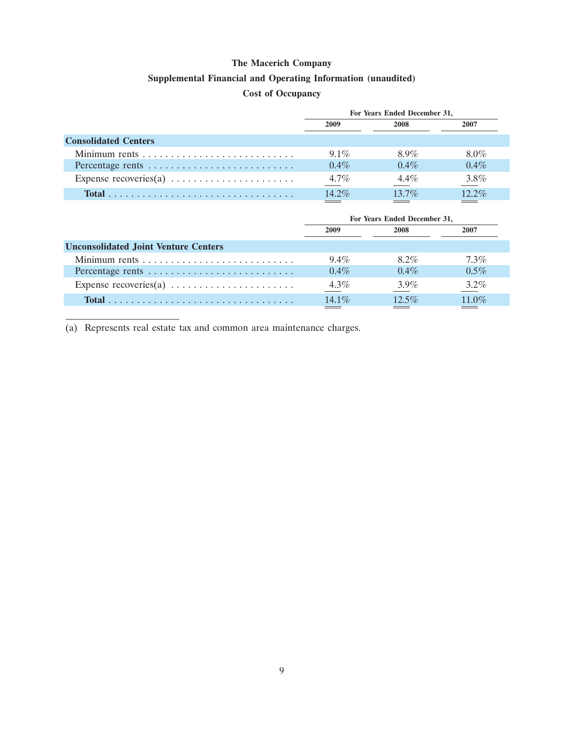# The Macerich Company

## Supplemental Financial and Operating Information (unaudited)

### Cost of Occupancy

| | For Years Ended December 31, | | |
|---|---|---|---|
| | 2009 | 2008 | 2007 |
| **Consolidated Centers** | | | |
| Minimum rents | 9.1% | 8.9% | 8.0% |
| Percentage rents | 0.4% | 0.4% | 0.4% |
| Expense recoveries(a) | 4.7% | 4.4% | 3.8% |
| **Total** | 14.2% | 13.7% | 12.2% |

| | For Years Ended December 31, | | |
|---|---|---|---|
| | 2009 | 2008 | 2007 |
| **Unconsolidated Joint Venture Centers** | | | |
| Minimum rents | 9.4% | 8.2% | 7.3% |
| Percentage rents | 0.4% | 0.4% | 0.5% |
| Expense recoveries(a) | 4.3% | 3.9% | 3.2% |
| **Total** | 14.1% | 12.5% | 11.0% |

(a) Represents real estate tax and common area maintenance charges.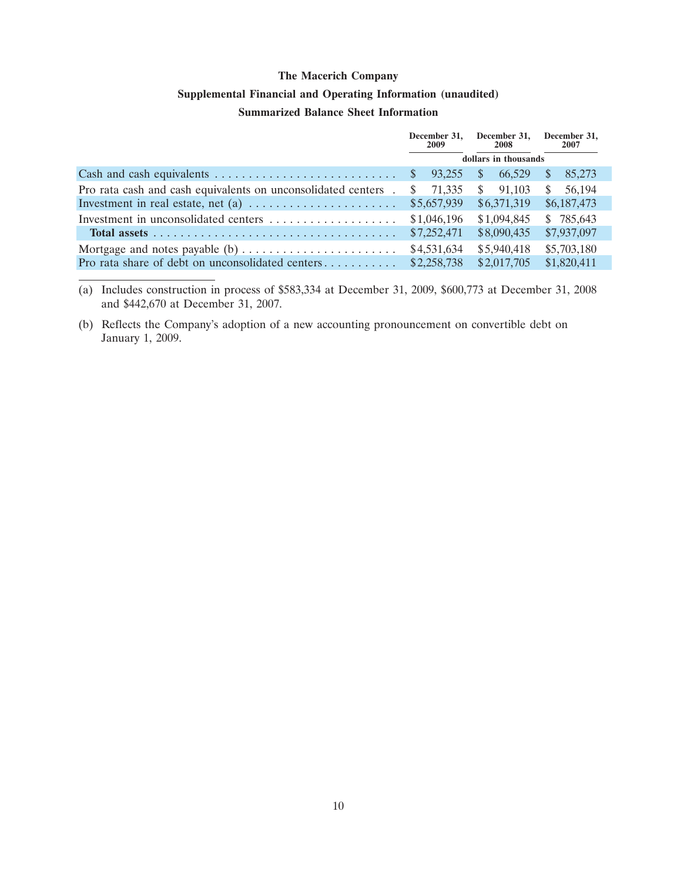# The Macerich Company

## Supplemental Financial and Operating Information (unaudited)

### Summarized Balance Sheet Information

| | December 31, 2009 | December 31, 2008 | December 31, 2007 |
|---|---|---|---|
| | dollars in thousands | | |
| Cash and cash equivalents | $ 93,255 | $ 66,529 | $ 85,273 |
| Pro rata cash and cash equivalents on unconsolidated centers | $ 71,335 | $ 91,103 | $ 56,194 |
| Investment in real estate, net (a) | $5,657,939 | $6,371,319 | $6,187,473 |
| Investment in unconsolidated centers | $1,046,196 | $1,094,845 | $ 785,643 |
| **Total assets** | $7,252,471 | $8,090,435 | $7,937,097 |
| Mortgage and notes payable (b) | $4,531,634 | $5,940,418 | $5,703,180 |
| Pro rata share of debt on unconsolidated centers | $2,258,738 | $2,017,705 | $1,820,411 |

(a) Includes construction in process of $583,334 at December 31, 2009, $600,773 at December 31, 2008 and $442,670 at December 31, 2007.

(b) Reflects the Company's adoption of a new accounting pronouncement on convertible debt on January 1, 2009.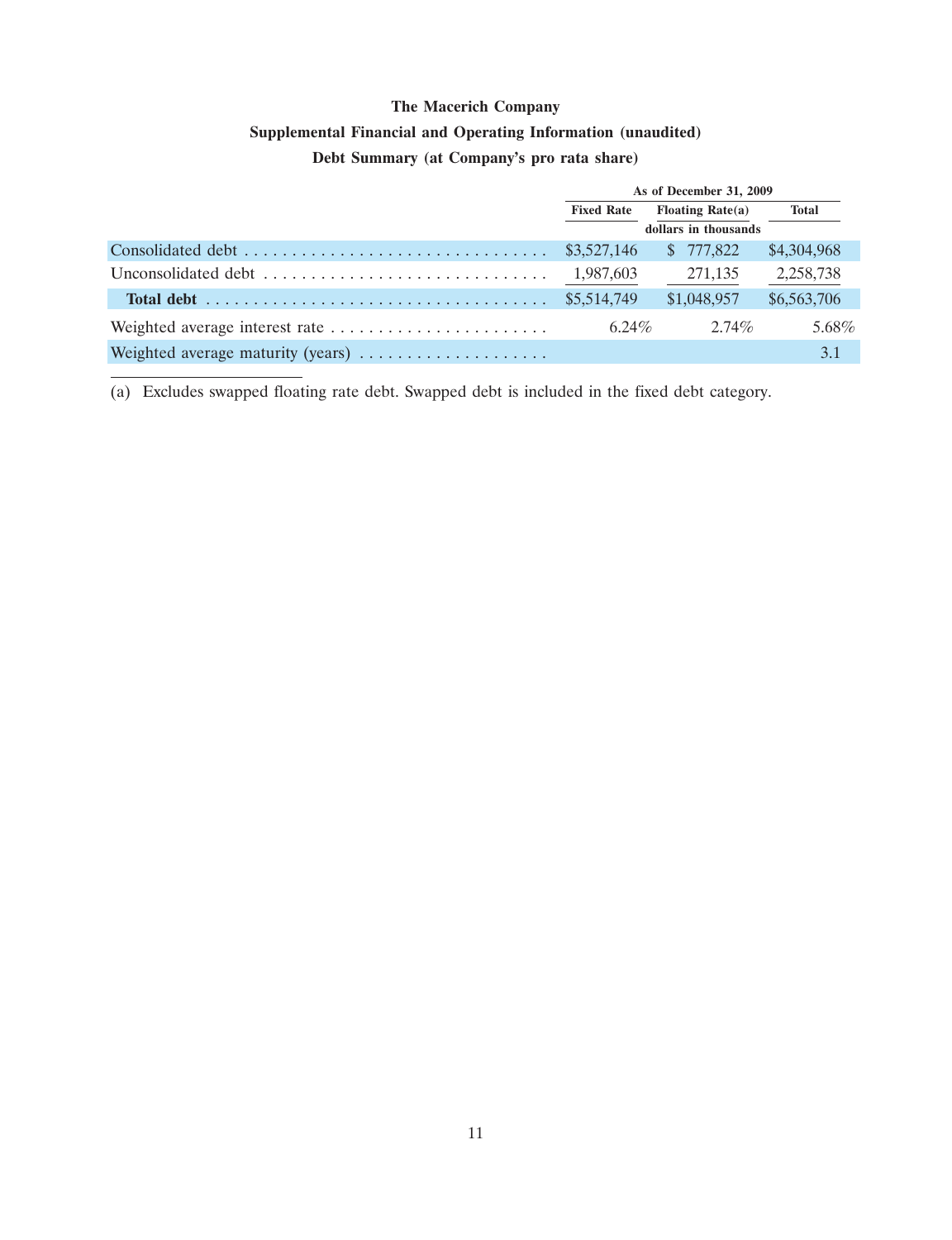**The Macerich Company**

**Supplemental Financial and Operating Information (unaudited)**

**Debt Summary (at Company's pro rata share)**

| | As of December 31, 2009 | | |
|---|---|---|---|
| | Fixed Rate | Floating Rate(a) | Total |
| | | dollars in thousands | |
| Consolidated debt | $3,527,146 | $ 777,822 | $4,304,968 |
| Unconsolidated debt | 1,987,603 | 271,135 | 2,258,738 |
| **Total debt** | $5,514,749 | $1,048,957 | $6,563,706 |
| Weighted average interest rate | 6.24% | 2.74% | 5.68% |
| Weighted average maturity (years) | | | 3.1 |

(a) Excludes swapped floating rate debt. Swapped debt is included in the fixed debt category.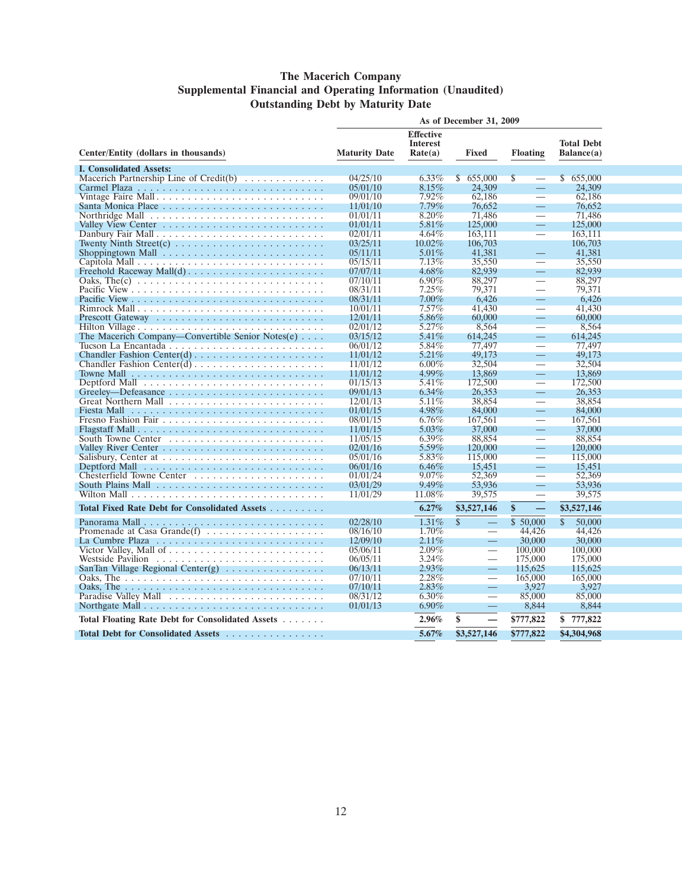# The Macerich Company
## Supplemental Financial and Operating Information (Unaudited)
## Outstanding Debt by Maturity Date

| Center/Entity (dollars in thousands) | As of December 31, 2009 | | | | |
|---|---|---|---|---|---|
| | Maturity Date | Effective Interest Rate(a) | Fixed | Floating | Total Debt Balance(a) |
| **I. Consolidated Assets:** | | | | | |
| Macerich Partnership Line of Credit(b) | 04/25/10 | 6.33% | $ 655,000 | $ — | $ 655,000 |
| Carmel Plaza | 05/01/10 | 8.15% | 24,309 | — | 24,309 |
| Vintage Faire Mall | 09/01/10 | 7.92% | 62,186 | — | 62,186 |
| Santa Monica Place | 11/01/10 | 7.79% | 76,652 | — | 76,652 |
| Northridge Mall | 01/01/11 | 8.20% | 71,486 | — | 71,486 |
| Valley View Center | 01/01/11 | 5.81% | 125,000 | — | 125,000 |
| Danbury Fair Mall | 02/01/11 | 4.64% | 163,111 | — | 163,111 |
| Twenty Ninth Street(c) | 03/25/11 | 10.02% | 106,703 | | 106,703 |
| Shoppingtown Mall | 05/11/11 | 5.01% | 41,381 | — | 41,381 |
| Capitola Mall | 05/15/11 | 7.13% | 35,550 | — | 35,550 |
| Freehold Raceway Mall(d) | 07/07/11 | 4.68% | 82,939 | — | 82,939 |
| Oaks, The(c) | 07/10/11 | 6.90% | 88,297 | — | 88,297 |
| Pacific View | 08/31/11 | 7.25% | 79,371 | — | 79,371 |
| Pacific View | 08/31/11 | 7.00% | 6,426 | — | 6,426 |
| Rimrock Mall | 10/01/11 | 7.57% | 41,430 | — | 41,430 |
| Prescott Gateway | 12/01/11 | 5.86% | 60,000 | — | 60,000 |
| Hilton Village | 02/01/12 | 5.27% | 8,564 | — | 8,564 |
| The Macerich Company—Convertible Senior Notes(e) | 03/15/12 | 5.41% | 614,245 | — | 614,245 |
| Tucson La Encantada | 06/01/12 | 5.84% | 77,497 | — | 77,497 |
| Chandler Fashion Center(d) | 11/01/12 | 5.21% | 49,173 | — | 49,173 |
| Chandler Fashion Center(d) | 11/01/12 | 6.00% | 32,504 | — | 32,504 |
| Towne Mall | 11/01/12 | 4.99% | 13,869 | — | 13,869 |
| Deptford Mall | 01/15/13 | 5.41% | 172,500 | — | 172,500 |
| Greeley—Defeasance | 09/01/13 | 6.34% | 26,353 | — | 26,353 |
| Great Northern Mall | 12/01/13 | 5.11% | 38,854 | — | 38,854 |
| Fiesta Mall | 01/01/15 | 4.98% | 84,000 | — | 84,000 |
| Fresno Fashion Fair | 08/01/15 | 6.76% | 167,561 | — | 167,561 |
| Flagstaff Mall | 11/01/15 | 5.03% | 37,000 | — | 37,000 |
| South Towne Center | 11/05/15 | 6.39% | 88,854 | — | 88,854 |
| Valley River Center | 02/01/16 | 5.59% | 120,000 | — | 120,000 |
| Salisbury, Center at | 05/01/16 | 5.83% | 115,000 | — | 115,000 |
| Deptford Mall | 06/01/16 | 6.46% | 15,451 | — | 15,451 |
| Chesterfield Towne Center | 01/01/24 | 9.07% | 52,369 | — | 52,369 |
| South Plains Mall | 03/01/29 | 9.49% | 53,936 | — | 53,936 |
| Wilton Mall | 11/01/29 | 11.08% | 39,575 | — | 39,575 |
| **Total Fixed Rate Debt for Consolidated Assets** | | **6.27%** | **$3,527,146** | **$ —** | **$3,527,146** |
| Panorama Mall | 02/28/10 | 1.31% | $ — | $ 50,000 | $ 50,000 |
| Promenade at Casa Grande(f) | 08/16/10 | 1.70% | — | 44,426 | 44,426 |
| La Cumbre Plaza | 12/09/10 | 2.11% | — | 30,000 | 30,000 |
| Victor Valley, Mall of | 05/06/11 | 2.09% | — | 100,000 | 100,000 |
| Westside Pavilion | 06/05/11 | 3.24% | — | 175,000 | 175,000 |
| SanTan Village Regional Center(g) | 06/13/11 | 2.93% | — | 115,625 | 115,625 |
| Oaks, The | 07/10/11 | 2.28% | — | 165,000 | 165,000 |
| Oaks, The | 07/10/11 | 2.83% | — | 3,927 | 3,927 |
| Paradise Valley Mall | 08/31/12 | 6.30% | — | 85,000 | 85,000 |
| Northgate Mall | 01/01/13 | 6.90% | — | 8,844 | 8,844 |
| **Total Floating Rate Debt for Consolidated Assets** | | **2.96%** | **$ —** | **$777,822** | **$ 777,822** |
| **Total Debt for Consolidated Assets** | | **5.67%** | **$3,527,146** | **$777,822** | **$4,304,968** |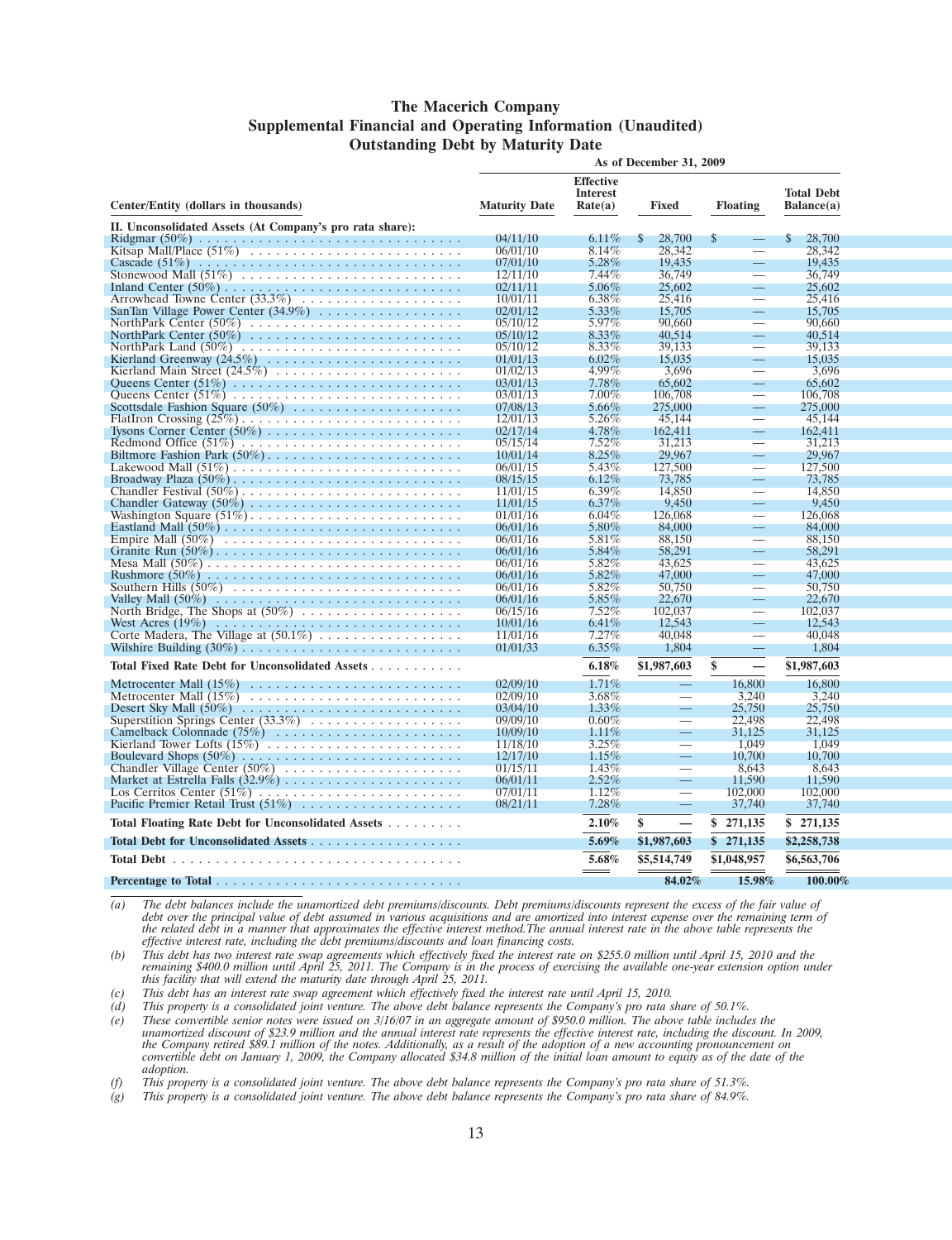# The Macerich Company
## Supplemental Financial and Operating Information (Unaudited)
### Outstanding Debt by Maturity Date

| Center/Entity (dollars in thousands) | Maturity Date | Effective Interest Rate(a) | Fixed | Floating | Total Debt Balance(a) |
|---|---|---|---|---|---|
| | As of December 31, 2009 | | | | |
| **II. Unconsolidated Assets (At Company's pro rata share):** | | | | | |
| Ridgmar (50%) | 04/11/10 | 6.11% | $ 28,700 | $ — | $ 28,700 |
| Kitsap Mall/Place (51%) | 06/01/10 | 8.14% | 28,342 | — | 28,342 |
| Cascade (51%) | 07/01/10 | 5.28% | 19,435 | — | 19,435 |
| Stonewood Mall (51%) | 12/11/10 | 7.44% | 36,749 | — | 36,749 |
| Inland Center (50%) | 02/11/11 | 5.06% | 25,602 | — | 25,602 |
| Arrowhead Towne Center (33.3%) | 10/01/11 | 6.38% | 25,416 | — | 25,416 |
| SanTan Village Power Center (34.9%) | 02/01/12 | 5.33% | 15,705 | — | 15,705 |
| NorthPark Center (50%) | 05/10/12 | 5.97% | 90,660 | — | 90,660 |
| NorthPark Center (50%) | 05/10/12 | 8.33% | 40,514 | — | 40,514 |
| NorthPark Land (50%) | 05/10/12 | 8.33% | 39,133 | — | 39,133 |
| Kierland Greenway (24.5%) | 01/01/13 | 6.02% | 15,035 | — | 15,035 |
| Kierland Main Street (24.5%) | 01/02/13 | 4.99% | 3,696 | — | 3,696 |
| Queens Center (51%) | 03/01/13 | 7.78% | 65,602 | — | 65,602 |
| Queens Center (51%) | 03/01/13 | 7.00% | 106,708 | — | 106,708 |
| Scottsdale Fashion Square (50%) | 07/08/13 | 5.66% | 275,000 | — | 275,000 |
| FlatIron Crossing (25%) | 12/01/13 | 5.26% | 45,144 | — | 45,144 |
| Tysons Corner Center (50%) | 02/17/14 | 4.78% | 162,411 | — | 162,411 |
| Redmond Office (51%) | 05/15/14 | 7.52% | 31,213 | — | 31,213 |
| Biltmore Fashion Park (50%) | 10/01/14 | 8.25% | 29,967 | — | 29,967 |
| Lakewood Mall (51%) | 06/01/15 | 5.43% | 127,500 | — | 127,500 |
| Broadway Plaza (50%) | 08/15/15 | 6.12% | 73,785 | — | 73,785 |
| Chandler Festival (50%) | 11/01/15 | 6.39% | 14,850 | — | 14,850 |
| Chandler Gateway (50%) | 11/01/15 | 6.37% | 9,450 | — | 9,450 |
| Washington Square (51%) | 01/01/16 | 6.04% | 126,068 | — | 126,068 |
| Eastland Mall (50%) | 06/01/16 | 5.80% | 84,000 | — | 84,000 |
| Empire Mall (50%) | 06/01/16 | 5.81% | 88,150 | — | 88,150 |
| Granite Run (50%) | 06/01/16 | 5.84% | 58,291 | — | 58,291 |
| Mesa Mall (50%) | 06/01/16 | 5.82% | 43,625 | — | 43,625 |
| Rushmore (50%) | 06/01/16 | 5.82% | 47,000 | — | 47,000 |
| Southern Hills (50%) | 06/01/16 | 5.82% | 50,750 | — | 50,750 |
| Valley Mall (50%) | 06/01/16 | 5.85% | 22,670 | — | 22,670 |
| North Bridge, The Shops at (50%) | 06/15/16 | 7.52% | 102,037 | — | 102,037 |
| West Acres (19%) | 10/01/16 | 6.41% | 12,543 | — | 12,543 |
| Corte Madera, The Village at (50.1%) | 11/01/16 | 7.27% | 40,048 | — | 40,048 |
| Wilshire Building (30%) | 01/01/33 | 6.35% | 1,804 | — | 1,804 |
| **Total Fixed Rate Debt for Unconsolidated Assets** | | **6.18%** | **$1,987,603** | **$ —** | **$1,987,603** |
| Metrocenter Mall (15%) | 02/09/10 | 1.71% | — | 16,800 | 16,800 |
| Metrocenter Mall (15%) | 02/09/10 | 3.68% | — | 3,240 | 3,240 |
| Desert Sky Mall (50%) | 03/04/10 | 1.33% | — | 25,750 | 25,750 |
| Superstition Springs Center (33.3%) | 09/09/10 | 0.60% | — | 22,498 | 22,498 |
| Camelback Colonnade (75%) | 10/09/10 | 1.11% | — | 31,125 | 31,125 |
| Kierland Tower Lofts (15%) | 11/18/10 | 3.25% | — | 1,049 | 1,049 |
| Boulevard Shops (50%) | 12/17/10 | 1.15% | — | 10,700 | 10,700 |
| Chandler Village Center (50%) | 01/15/11 | 1.43% | — | 8,643 | 8,643 |
| Market at Estrella Falls (32.9%) | 06/01/11 | 2.52% | — | 11,590 | 11,590 |
| Los Cerritos Center (51%) | 07/01/11 | 1.12% | — | 102,000 | 102,000 |
| Pacific Premier Retail Trust (51%) | 08/21/11 | 7.28% | — | 37,740 | 37,740 |
| **Total Floating Rate Debt for Unconsolidated Assets** | | **2.10%** | **$ —** | **$ 271,135** | **$ 271,135** |
| **Total Debt for Unconsolidated Assets** | | **5.69%** | **$1,987,603** | **$ 271,135** | **$2,258,738** |
| **Total Debt** | | **5.68%** | **$5,514,749** | **$1,048,957** | **$6,563,706** |
| **Percentage to Total** | | | **84.02%** | **15.98%** | **100.00%** |

*(a) The debt balances include the unamortized debt premiums/discounts. Debt premiums/discounts represent the excess of the fair value of debt over the principal value of debt assumed in various acquisitions and are amortized into interest expense over the remaining term of the related debt in a manner that approximates the effective interest method.The annual interest rate in the above table represents the effective interest rate, including the debt premiums/discounts and loan financing costs.*

*(b) This debt has two interest rate swap agreements which effectively fixed the interest rate on $255.0 million until April 15, 2010 and the remaining $400.0 million until April 25, 2011. The Company is in the process of exercising the available one-year extension option under this facility that will extend the maturity date through April 25, 2011.*

*(c) This debt has an interest rate swap agreement which effectively fixed the interest rate until April 15, 2010.*

*(d) This property is a consolidated joint venture. The above debt balance represents the Company's pro rata share of 50.1%.*

*(e) These convertible senior notes were issued on 3/16/07 in an aggregate amount of $950.0 million. The above table includes the unamortized discount of $23.9 million and the annual interest rate represents the effective interest rate, including the discount. In 2009, the Company retired $89.1 million of the notes. Additionally, as a result of the adoption of a new accounting pronouncement on convertible debt on January 1, 2009, the Company allocated $34.8 million of the initial loan amount to equity as of the date of the adoption.*

*(f) This property is a consolidated joint venture. The above debt balance represents the Company's pro rata share of 51.3%.*

*(g) This property is a consolidated joint venture. The above debt balance represents the Company's pro rata share of 84.9%.*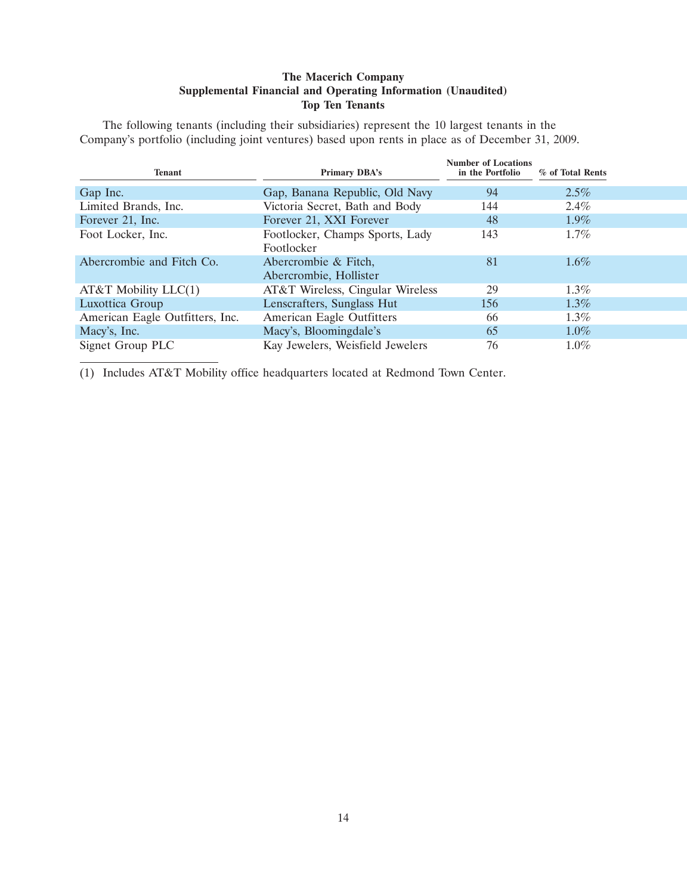**The Macerich Company**
**Supplemental Financial and Operating Information (Unaudited)**
**Top Ten Tenants**

The following tenants (including their subsidiaries) represent the 10 largest tenants in the Company's portfolio (including joint ventures) based upon rents in place as of December 31, 2009.

| Tenant | Primary DBA's | Number of Locations in the Portfolio | % of Total Rents |
|---|---|---|---|
| Gap Inc. | Gap, Banana Republic, Old Navy | 94 | 2.5% |
| Limited Brands, Inc. | Victoria Secret, Bath and Body | 144 | 2.4% |
| Forever 21, Inc. | Forever 21, XXI Forever | 48 | 1.9% |
| Foot Locker, Inc. | Footlocker, Champs Sports, Lady Footlocker | 143 | 1.7% |
| Abercrombie and Fitch Co. | Abercrombie & Fitch, Abercrombie, Hollister | 81 | 1.6% |
| AT&T Mobility LLC(1) | AT&T Wireless, Cingular Wireless | 29 | 1.3% |
| Luxottica Group | Lenscrafters, Sunglass Hut | 156 | 1.3% |
| American Eagle Outfitters, Inc. | American Eagle Outfitters | 66 | 1.3% |
| Macy's, Inc. | Macy's, Bloomingdale's | 65 | 1.0% |
| Signet Group PLC | Kay Jewelers, Weisfield Jewelers | 76 | 1.0% |

(1) Includes AT&T Mobility office headquarters located at Redmond Town Center.